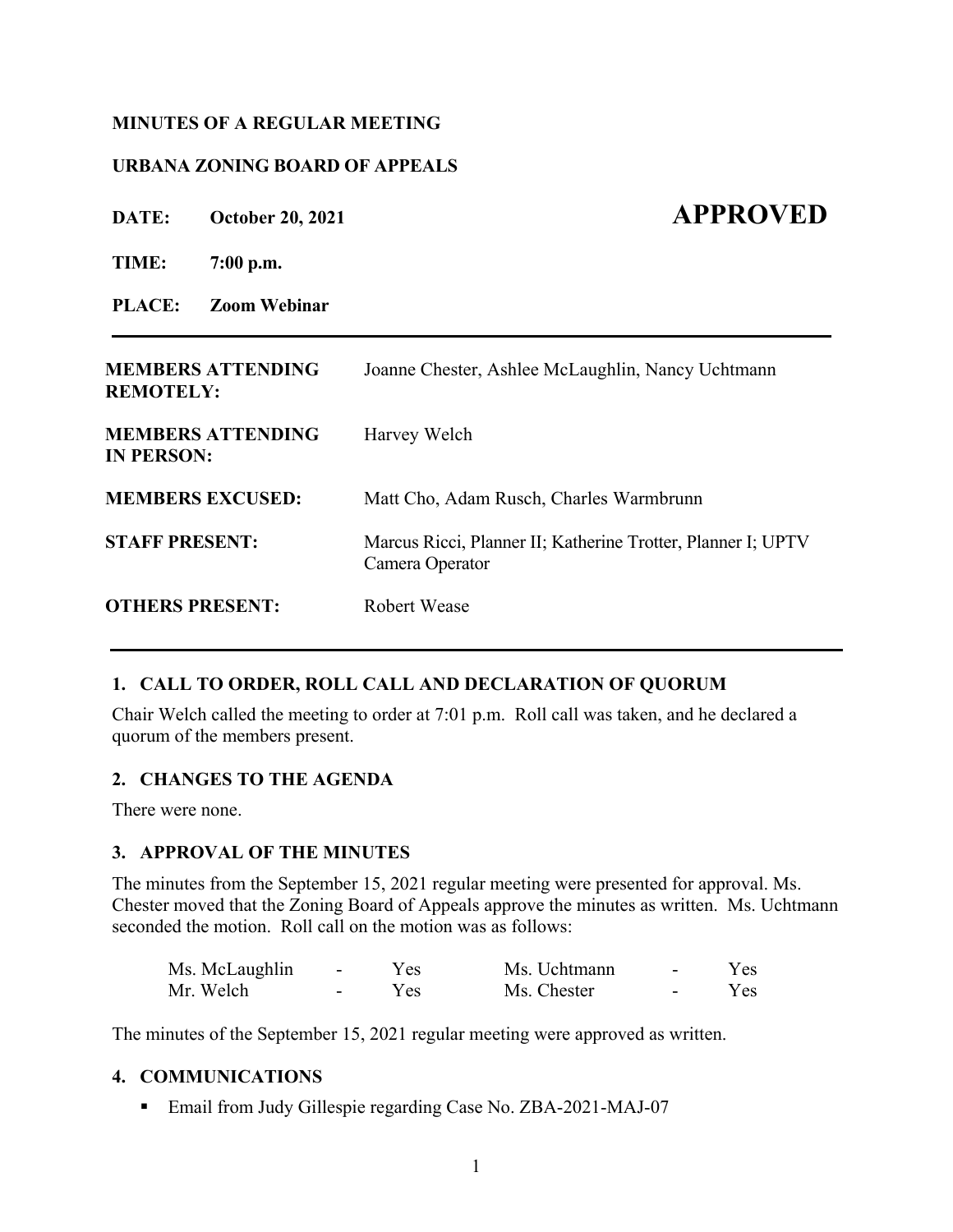**MINUTES OF A REGULAR MEETING**

**URBANA ZONING BOARD OF APPEALS**

**DATE:** **October 20, 2021** **APPROVED**

**TIME:** **7:00 p.m.**

**PLACE:** **Zoom Webinar**

---

| | |
|---|---|
| **MEMBERS ATTENDING REMOTELY:** | Joanne Chester, Ashlee McLaughlin, Nancy Uchtmann |
| **MEMBERS ATTENDING IN PERSON:** | Harvey Welch |
| **MEMBERS EXCUSED:** | Matt Cho, Adam Rusch, Charles Warmbrunn |
| **STAFF PRESENT:** | Marcus Ricci, Planner II; Katherine Trotter, Planner I; UPTV Camera Operator |
| **OTHERS PRESENT:** | Robert Wease |

---

## 1. CALL TO ORDER, ROLL CALL AND DECLARATION OF QUORUM

Chair Welch called the meeting to order at 7:01 p.m. Roll call was taken, and he declared a quorum of the members present.

## 2. CHANGES TO THE AGENDA

There were none.

## 3. APPROVAL OF THE MINUTES

The minutes from the September 15, 2021 regular meeting were presented for approval. Ms. Chester moved that the Zoning Board of Appeals approve the minutes as written. Ms. Uchtmann seconded the motion. Roll call on the motion was as follows:

| | | | | | |
|---|---|---|---|---|---|
| Ms. McLaughlin | - | Yes | Ms. Uchtmann | - | Yes |
| Mr. Welch | - | Yes | Ms. Chester | - | Yes |

The minutes of the September 15, 2021 regular meeting were approved as written.

## 4. COMMUNICATIONS

- Email from Judy Gillespie regarding Case No. ZBA-2021-MAJ-07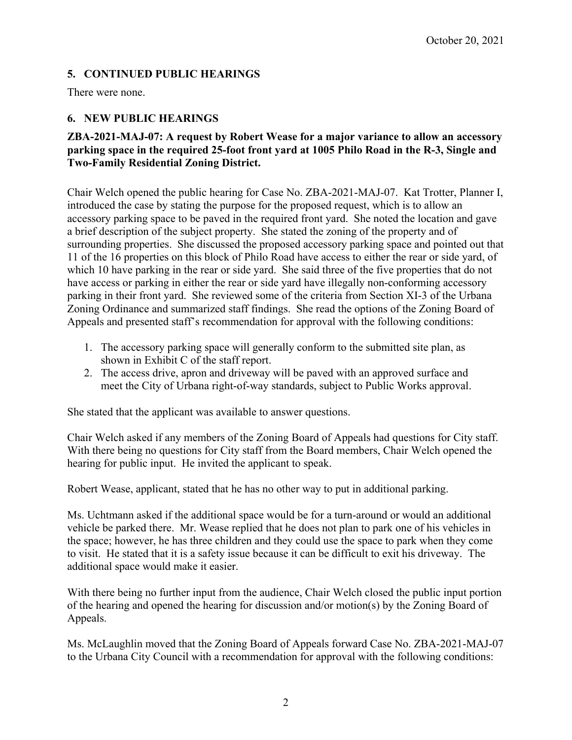## 5. CONTINUED PUBLIC HEARINGS

There were none.

## 6. NEW PUBLIC HEARINGS

**ZBA-2021-MAJ-07: A request by Robert Wease for a major variance to allow an accessory parking space in the required 25-foot front yard at 1005 Philo Road in the R-3, Single and Two-Family Residential Zoning District.**

Chair Welch opened the public hearing for Case No. ZBA-2021-MAJ-07. Kat Trotter, Planner I, introduced the case by stating the purpose for the proposed request, which is to allow an accessory parking space to be paved in the required front yard. She noted the location and gave a brief description of the subject property. She stated the zoning of the property and of surrounding properties. She discussed the proposed accessory parking space and pointed out that 11 of the 16 properties on this block of Philo Road have access to either the rear or side yard, of which 10 have parking in the rear or side yard. She said three of the five properties that do not have access or parking in either the rear or side yard have illegally non-conforming accessory parking in their front yard. She reviewed some of the criteria from Section XI-3 of the Urbana Zoning Ordinance and summarized staff findings. She read the options of the Zoning Board of Appeals and presented staff's recommendation for approval with the following conditions:

1. The accessory parking space will generally conform to the submitted site plan, as shown in Exhibit C of the staff report.
2. The access drive, apron and driveway will be paved with an approved surface and meet the City of Urbana right-of-way standards, subject to Public Works approval.

She stated that the applicant was available to answer questions.

Chair Welch asked if any members of the Zoning Board of Appeals had questions for City staff. With there being no questions for City staff from the Board members, Chair Welch opened the hearing for public input. He invited the applicant to speak.

Robert Wease, applicant, stated that he has no other way to put in additional parking.

Ms. Uchtmann asked if the additional space would be for a turn-around or would an additional vehicle be parked there. Mr. Wease replied that he does not plan to park one of his vehicles in the space; however, he has three children and they could use the space to park when they come to visit. He stated that it is a safety issue because it can be difficult to exit his driveway. The additional space would make it easier.

With there being no further input from the audience, Chair Welch closed the public input portion of the hearing and opened the hearing for discussion and/or motion(s) by the Zoning Board of Appeals.

Ms. McLaughlin moved that the Zoning Board of Appeals forward Case No. ZBA-2021-MAJ-07 to the Urbana City Council with a recommendation for approval with the following conditions: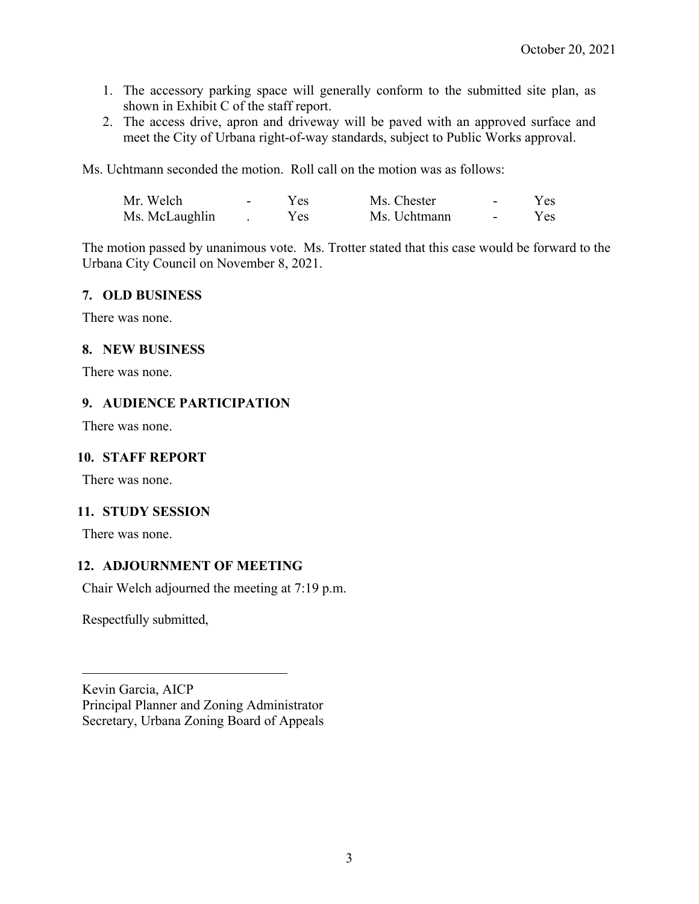1. The accessory parking space will generally conform to the submitted site plan, as shown in Exhibit C of the staff report.
2. The access drive, apron and driveway will be paved with an approved surface and meet the City of Urbana right-of-way standards, subject to Public Works approval.

Ms. Uchtmann seconded the motion. Roll call on the motion was as follows:

| | | | | | |
|---|---|---|---|---|---|
| Mr. Welch | - | Yes | Ms. Chester | - | Yes |
| Ms. McLaughlin | . | Yes | Ms. Uchtmann | - | Yes |

The motion passed by unanimous vote. Ms. Trotter stated that this case would be forward to the Urbana City Council on November 8, 2021.

## 7. OLD BUSINESS

There was none.

## 8. NEW BUSINESS

There was none.

## 9. AUDIENCE PARTICIPATION

There was none.

## 10. STAFF REPORT

There was none.

## 11. STUDY SESSION

There was none.

## 12. ADJOURNMENT OF MEETING

Chair Welch adjourned the meeting at 7:19 p.m.

Respectfully submitted,

\_\_\_\_\_\_\_\_\_\_\_\_\_\_\_\_\_\_\_\_\_\_\_\_\_\_\_\_\_\_

Kevin Garcia, AICP
Principal Planner and Zoning Administrator
Secretary, Urbana Zoning Board of Appeals